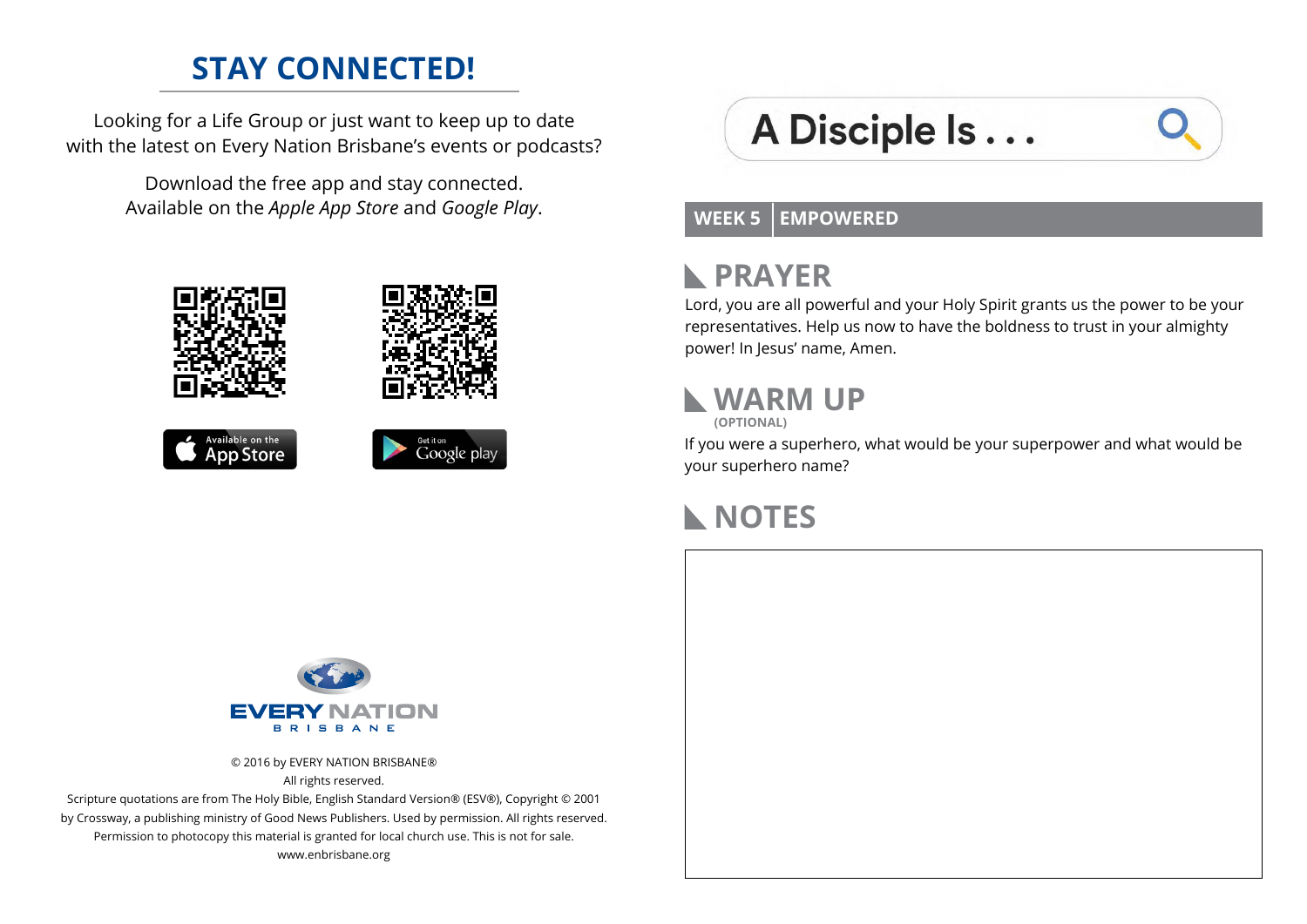## STAY CONNECTED!

Looking for a Life Group or just want to keep up to date with the latest on Every Nation Brisbane's events or podcasts?

Download the free app and stay connected. Available on the *Apple App Store* and *Google Play*.

Available on the App Store

Get it on Google play

EVERY NATION BRISBANE

© 2016 by EVERY NATION BRISBANE®
All rights reserved.
Scripture quotations are from The Holy Bible, English Standard Version® (ESV®), Copyright © 2001 by Crossway, a publishing ministry of Good News Publishers. Used by permission. All rights reserved.
Permission to photocopy this material is granted for local church use. This is not for sale.
www.enbrisbane.org

# A Disciple Is . . .

**WEEK 5 | EMPOWERED**

## PRAYER

Lord, you are all powerful and your Holy Spirit grants us the power to be your representatives. Help us now to have the boldness to trust in your almighty power! In Jesus' name, Amen.

## WARM UP

**(OPTIONAL)**

If you were a superhero, what would be your superpower and what would be your superhero name?

## NOTES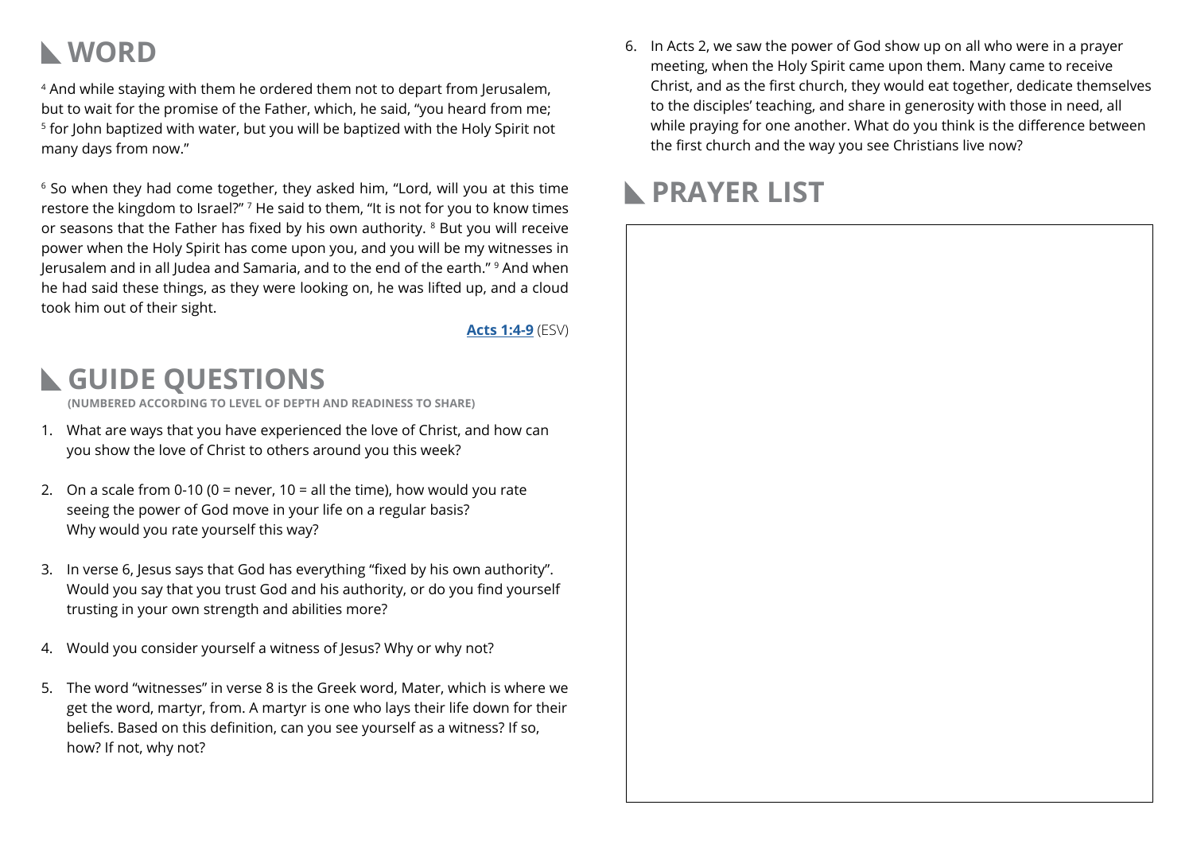## WORD

[4] And while staying with them he ordered them not to depart from Jerusalem, but to wait for the promise of the Father, which, he said, "you heard from me; [5] for John baptized with water, but you will be baptized with the Holy Spirit not many days from now."

[6] So when they had come together, they asked him, "Lord, will you at this time restore the kingdom to Israel?" [7] He said to them, "It is not for you to know times or seasons that the Father has fixed by his own authority. [8] But you will receive power when the Holy Spirit has come upon you, and you will be my witnesses in Jerusalem and in all Judea and Samaria, and to the end of the earth." [9] And when he had said these things, as they were looking on, he was lifted up, and a cloud took him out of their sight.

**Acts 1:4-9** (ESV)

## GUIDE QUESTIONS

**(NUMBERED ACCORDING TO LEVEL OF DEPTH AND READINESS TO SHARE)**

1. What are ways that you have experienced the love of Christ, and how can you show the love of Christ to others around you this week?

2. On a scale from 0-10 (0 = never, 10 = all the time), how would you rate seeing the power of God move in your life on a regular basis? Why would you rate yourself this way?

3. In verse 6, Jesus says that God has everything "fixed by his own authority". Would you say that you trust God and his authority, or do you find yourself trusting in your own strength and abilities more?

4. Would you consider yourself a witness of Jesus? Why or why not?

5. The word "witnesses" in verse 8 is the Greek word, Mater, which is where we get the word, martyr, from. A martyr is one who lays their life down for their beliefs. Based on this definition, can you see yourself as a witness? If so, how? If not, why not?

6. In Acts 2, we saw the power of God show up on all who were in a prayer meeting, when the Holy Spirit came upon them. Many came to receive Christ, and as the first church, they would eat together, dedicate themselves to the disciples' teaching, and share in generosity with those in need, all while praying for one another. What do you think is the difference between the first church and the way you see Christians live now?

## PRAYER LIST